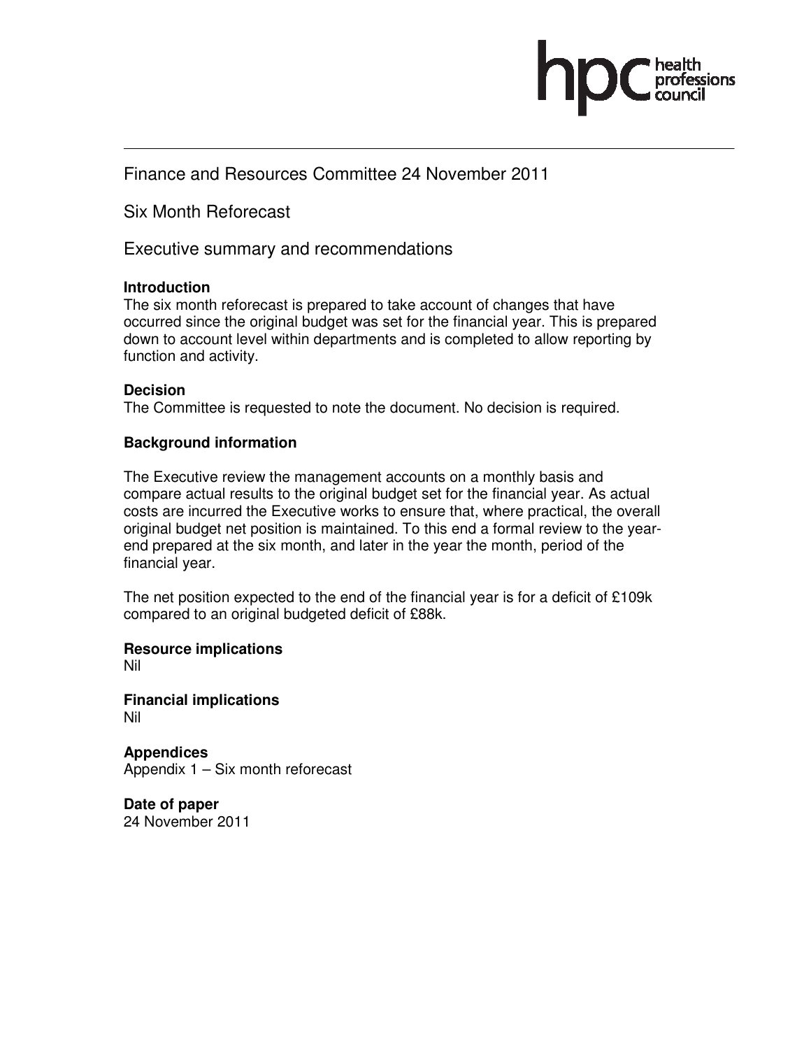Finance and Resources Committee 24 November 2011

Six Month Reforecast

Executive summary and recommendations

**Introduction**
The six month reforecast is prepared to take account of changes that have occurred since the original budget was set for the financial year. This is prepared down to account level within departments and is completed to allow reporting by function and activity.

**Decision**
The Committee is requested to note the document. No decision is required.

**Background information**

The Executive review the management accounts on a monthly basis and compare actual results to the original budget set for the financial year. As actual costs are incurred the Executive works to ensure that, where practical, the overall original budget net position is maintained. To this end a formal review to the year-end prepared at the six month, and later in the year the month, period of the financial year.

The net position expected to the end of the financial year is for a deficit of £109k compared to an original budgeted deficit of £88k.

**Resource implications**
Nil

**Financial implications**
Nil

**Appendices**
Appendix 1 – Six month reforecast

**Date of paper**
24 November 2011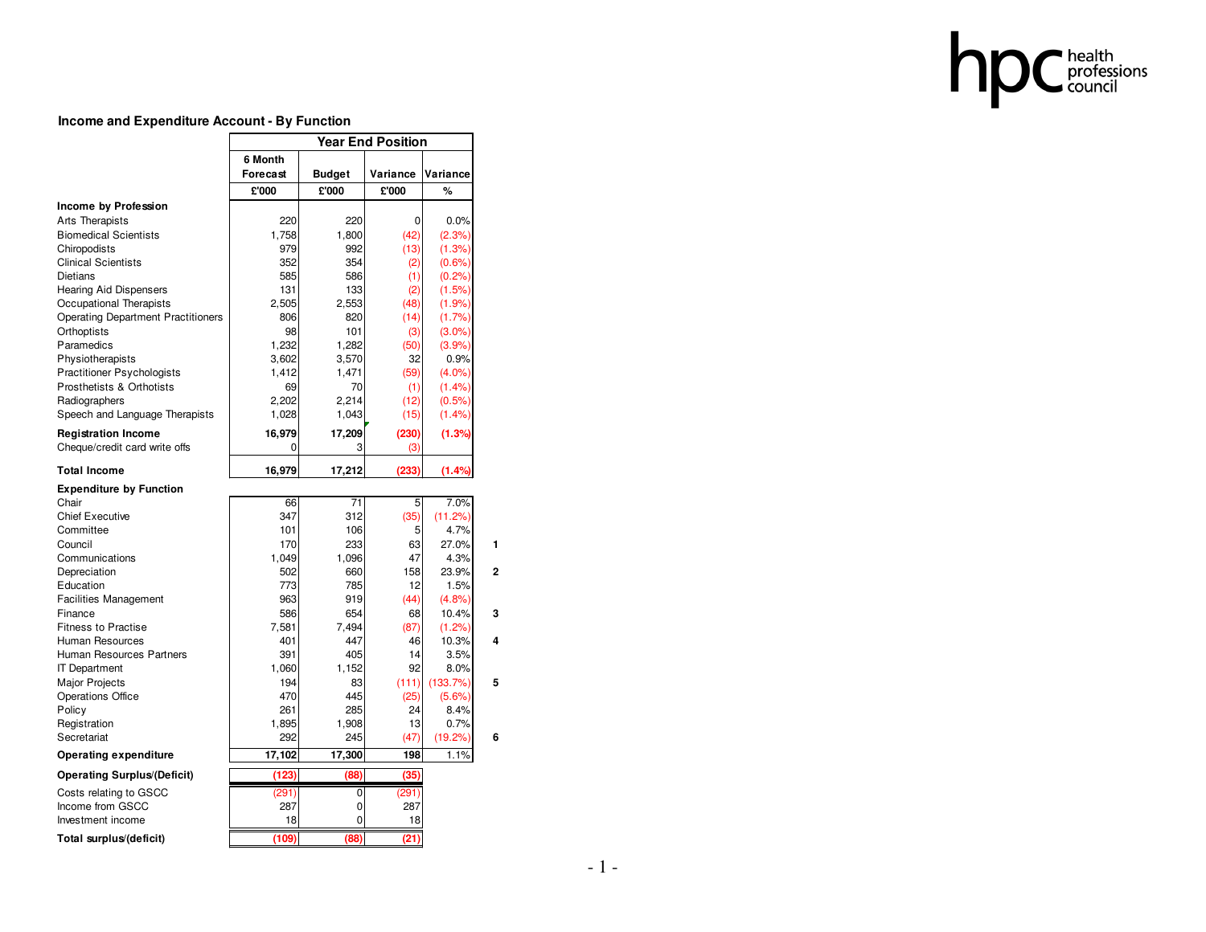## Income and Expenditure Account - By Function

| | Year End Position | | | | |
|---|---|---|---|---|---|
| | 6 Month Forecast | Budget | Variance | Variance | |
| | £'000 | £'000 | £'000 | % | |
| **Income by Profession** | | | | | |
| Arts Therapists | 220 | 220 | 0 | 0.0% | |
| Biomedical Scientists | 1,758 | 1,800 | (42) | (2.3%) | |
| Chiropodists | 979 | 992 | (13) | (1.3%) | |
| Clinical Scientists | 352 | 354 | (2) | (0.6%) | |
| Dietians | 585 | 586 | (1) | (0.2%) | |
| Hearing Aid Dispensers | 131 | 133 | (2) | (1.5%) | |
| Occupational Therapists | 2,505 | 2,553 | (48) | (1.9%) | |
| Operating Department Practitioners | 806 | 820 | (14) | (1.7%) | |
| Orthoptists | 98 | 101 | (3) | (3.0%) | |
| Paramedics | 1,232 | 1,282 | (50) | (3.9%) | |
| Physiotherapists | 3,602 | 3,570 | 32 | 0.9% | |
| Practitioner Psychologists | 1,412 | 1,471 | (59) | (4.0%) | |
| Prosthetists & Orthotists | 69 | 70 | (1) | (1.4%) | |
| Radiographers | 2,202 | 2,214 | (12) | (0.5%) | |
| Speech and Language Therapists | 1,028 | 1,043 | (15) | (1.4%) | |
| **Registration Income** | **16,979** | **17,209** | **(230)** | **(1.3%)** | |
| Cheque/credit card write offs | 0 | 3 | (3) | | |
| **Total Income** | **16,979** | **17,212** | **(233)** | **(1.4%)** | |
| **Expenditure by Function** | | | | | |
| Chair | 66 | 71 | 5 | 7.0% | |
| Chief Executive | 347 | 312 | (35) | (11.2%) | |
| Committee | 101 | 106 | 5 | 4.7% | |
| Council | 170 | 233 | 63 | 27.0% | 1 |
| Communications | 1,049 | 1,096 | 47 | 4.3% | |
| Depreciation | 502 | 660 | 158 | 23.9% | 2 |
| Education | 773 | 785 | 12 | 1.5% | |
| Facilities Management | 963 | 919 | (44) | (4.8%) | |
| Finance | 586 | 654 | 68 | 10.4% | 3 |
| Fitness to Practise | 7,581 | 7,494 | (87) | (1.2%) | |
| Human Resources | 401 | 447 | 46 | 10.3% | 4 |
| Human Resources Partners | 391 | 405 | 14 | 3.5% | |
| IT Department | 1,060 | 1,152 | 92 | 8.0% | |
| Major Projects | 194 | 83 | (111) | (133.7%) | 5 |
| Operations Office | 470 | 445 | (25) | (5.6%) | |
| Policy | 261 | 285 | 24 | 8.4% | |
| Registration | 1,895 | 1,908 | 13 | 0.7% | |
| Secretariat | 292 | 245 | (47) | (19.2%) | 6 |
| **Operating expenditure** | **17,102** | **17,300** | **198** | 1.1% | |
| **Operating Surplus/(Deficit)** | **(123)** | **(88)** | **(35)** | | |
| Costs relating to GSCC | (291) | 0 | (291) | | |
| Income from GSCC | 287 | 0 | 287 | | |
| Investment income | 18 | 0 | 18 | | |
| **Total surplus/(deficit)** | **(109)** | **(88)** | **(21)** | | |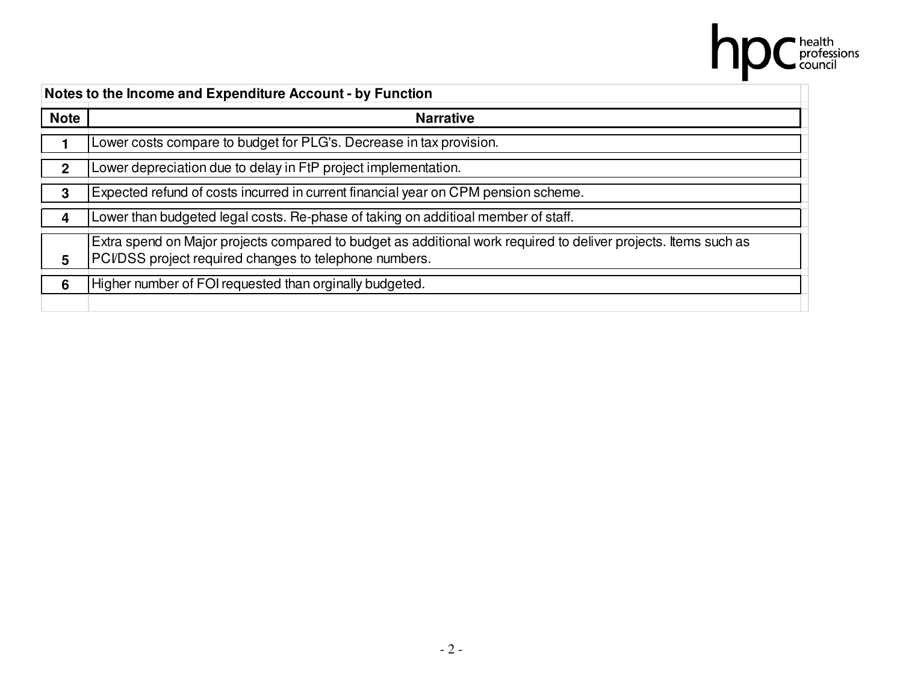| Note | Narrative |
|---|---|
| **Notes to the Income and Expenditure Account - by Function** | |
| **Note** | **Narrative** |
| **1** | Lower costs compare to budget for PLG's. Decrease in tax provision. |
| **2** | Lower depreciation due to delay in FtP project implementation. |
| **3** | Expected refund of costs incurred in current financial year on CPM pension scheme. |
| **4** | Lower than budgeted legal costs. Re-phase of taking on additioal member of staff. |
| **5** | Extra spend on Major projects compared to budget as additional work required to deliver projects. Items such as PCI/DSS project required changes to telephone numbers. |
| **6** | Higher number of FOI requested than orginally budgeted. |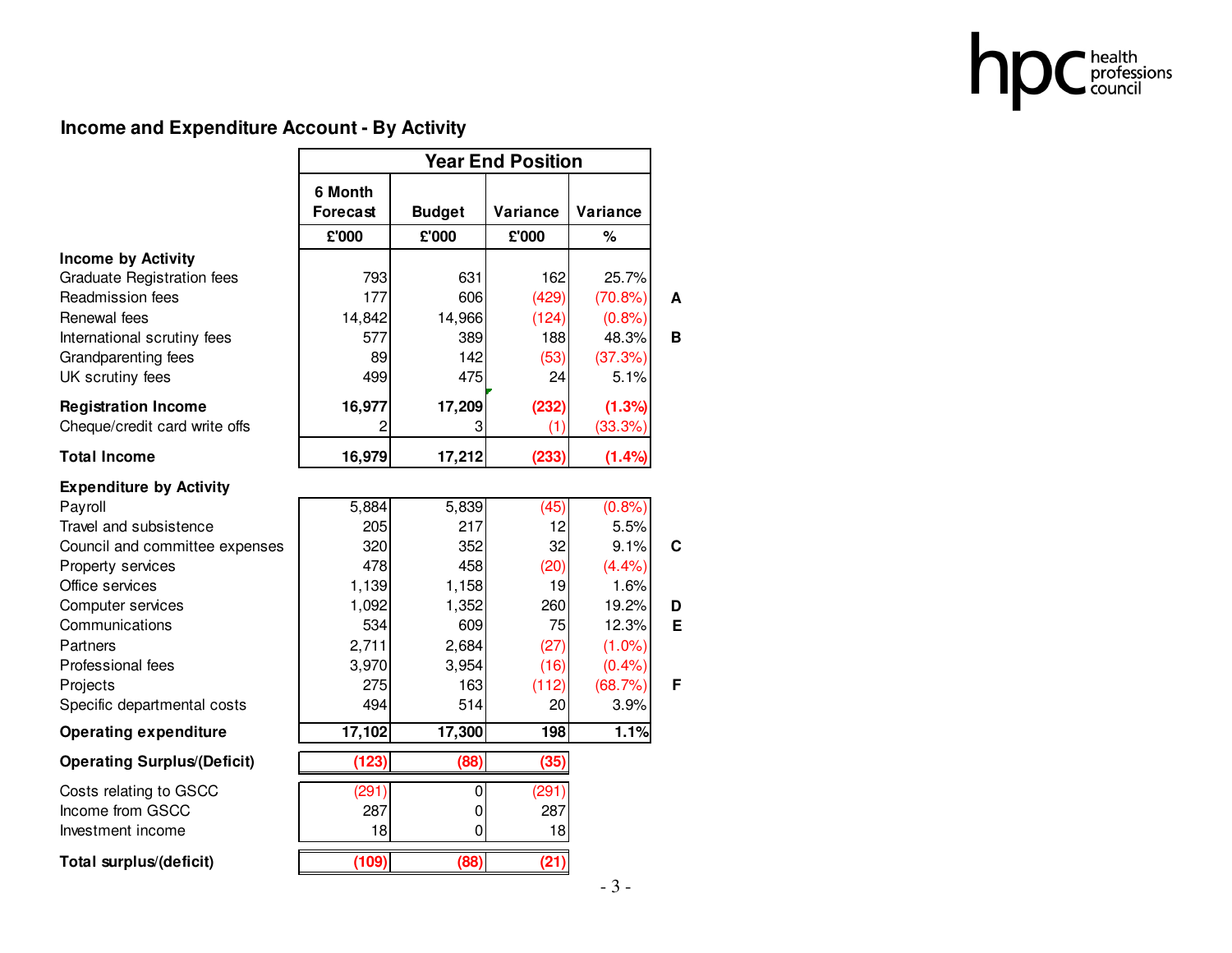## Income and Expenditure Account - By Activity

| | Year End Position | | | | |
|---|---|---|---|---|---|
| | 6 Month Forecast | Budget | Variance | Variance | |
| | £'000 | £'000 | £'000 | % | |
| **Income by Activity** | | | | | |
| Graduate Registration fees | 793 | 631 | 162 | 25.7% | |
| Readmission fees | 177 | 606 | (429) | (70.8%) | **A** |
| Renewal fees | 14,842 | 14,966 | (124) | (0.8%) | |
| International scrutiny fees | 577 | 389 | 188 | 48.3% | **B** |
| Grandparenting fees | 89 | 142 | (53) | (37.3%) | |
| UK scrutiny fees | 499 | 475 | 24 | 5.1% | |
| **Registration Income** | **16,977** | **17,209** | **(232)** | **(1.3%)** | |
| Cheque/credit card write offs | 2 | 3 | (1) | (33.3%) | |
| **Total Income** | **16,979** | **17,212** | **(233)** | **(1.4%)** | |
| **Expenditure by Activity** | | | | | |
| Payroll | 5,884 | 5,839 | (45) | (0.8%) | |
| Travel and subsistence | 205 | 217 | 12 | 5.5% | |
| Council and committee expenses | 320 | 352 | 32 | 9.1% | **C** |
| Property services | 478 | 458 | (20) | (4.4%) | |
| Office services | 1,139 | 1,158 | 19 | 1.6% | |
| Computer services | 1,092 | 1,352 | 260 | 19.2% | **D** |
| Communications | 534 | 609 | 75 | 12.3% | **E** |
| Partners | 2,711 | 2,684 | (27) | (1.0%) | |
| Professional fees | 3,970 | 3,954 | (16) | (0.4%) | |
| Projects | 275 | 163 | (112) | (68.7%) | **F** |
| Specific departmental costs | 494 | 514 | 20 | 3.9% | |
| **Operating expenditure** | **17,102** | **17,300** | **198** | **1.1%** | |
| **Operating Surplus/(Deficit)** | **(123)** | **(88)** | **(35)** | | |
| Costs relating to GSCC | (291) | 0 | (291) | | |
| Income from GSCC | 287 | 0 | 287 | | |
| Investment income | 18 | 0 | 18 | | |
| **Total surplus/(deficit)** | **(109)** | **(88)** | **(21)** | | |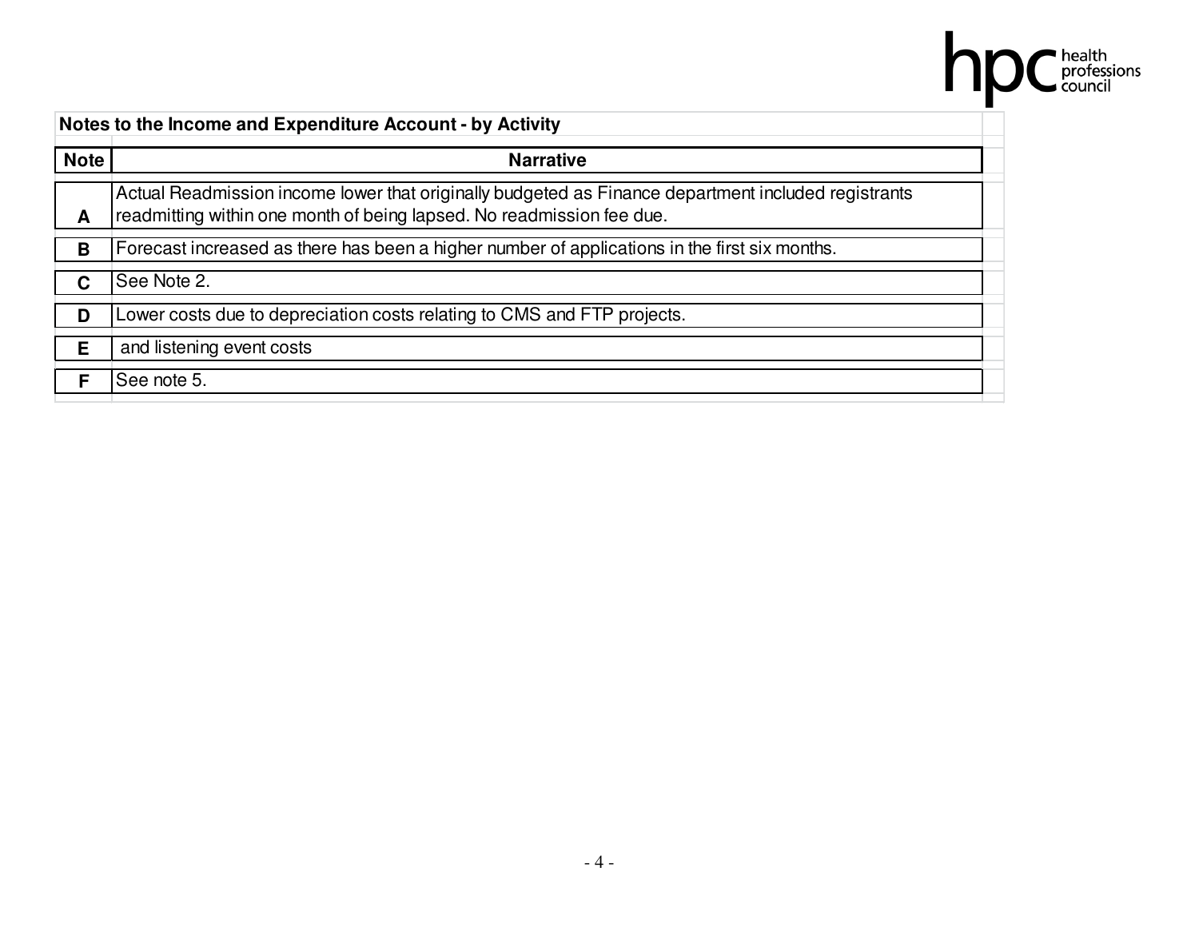**Notes to the Income and Expenditure Account - by Activity**

| Note | Narrative |
|---|---|
| A | Actual Readmission income lower that originally budgeted as Finance department included registrants readmitting within one month of being lapsed. No readmission fee due. |
| B | Forecast increased as there has been a higher number of applications in the first six months. |
| C | See Note 2. |
| D | Lower costs due to depreciation costs relating to CMS and FTP projects. |
| E | and listening event costs |
| F | See note 5. |